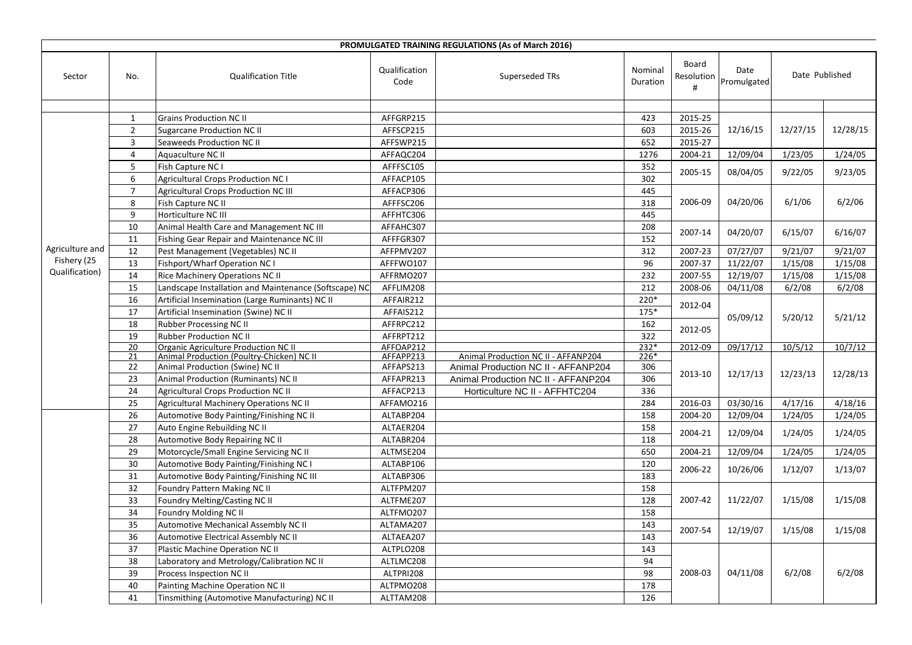**PROMULGATED TRAINING REGULATIONS (As of March 2016)**

| Sector | No. | Qualification Title | Qualification Code | Superseded TRs | Nominal Duration | Board Resolution # | Date Promulgated | Date Published | |
|---|---|---|---|---|---|---|---|---|---|
| Agriculture and Fishery (25 Qualification) | 1 | Grains Production NC II | AFFGRP215 | | 423 | 2015-25 | 12/16/15 | 12/27/15 | 12/28/15 |
| | 2 | Sugarcane Production NC II | AFFSCP215 | | 603 | 2015-26 | | | |
| | 3 | Seaweeds Production NC II | AFFSWP215 | | 652 | 2015-27 | | | |
| | 4 | Aquaculture NC II | AFFAQC204 | | 1276 | 2004-21 | 12/09/04 | 1/23/05 | 1/24/05 |
| | 5 | Fish Capture NC I | AFFFSC105 | | 352 | 2005-15 | 08/04/05 | 9/22/05 | 9/23/05 |
| | 6 | Agricultural Crops Production NC I | AFFACP105 | | 302 | | | | |
| | 7 | Agricultural Crops Production NC III | AFFACP306 | | 445 | 2006-09 | 04/20/06 | 6/1/06 | 6/2/06 |
| | 8 | Fish Capture NC II | AFFFSC206 | | 318 | | | | |
| | 9 | Horticulture NC III | AFFHTC306 | | 445 | | | | |
| | 10 | Animal Health Care and Management NC III | AFFAHC307 | | 208 | 2007-14 | 04/20/07 | 6/15/07 | 6/16/07 |
| | 11 | Fishing Gear Repair and Maintenance NC III | AFFFGR307 | | 152 | | | | |
| | 12 | Pest Management (Vegetables) NC II | AFFPMV207 | | 312 | 2007-23 | 07/27/07 | 9/21/07 | 9/21/07 |
| | 13 | Fishport/Wharf Operation NC I | AFFFWO107 | | 96 | 2007-37 | 11/22/07 | 1/15/08 | 1/15/08 |
| | 14 | Rice Machinery Operations NC II | AFFRMO207 | | 232 | 2007-55 | 12/19/07 | 1/15/08 | 1/15/08 |
| | 15 | Landscape Installation and Maintenance (Softscape) NC | AFFLIM208 | | 212 | 2008-06 | 04/11/08 | 6/2/08 | 6/2/08 |
| | 16 | Artificial Insemination (Large Ruminants) NC II | AFFAIR212 | | 220* | 2012-04 | 05/09/12 | 5/20/12 | 5/21/12 |
| | 17 | Artificial Insemination (Swine) NC II | AFFAIS212 | | 175* | | | | |
| | 18 | Rubber Processing NC II | AFFRPC212 | | 162 | 2012-05 | | | |
| | 19 | Rubber Production NC II | AFFRPT212 | | 322 | | | | |
| | 20 | Organic Agriculture Production NC II | AFFOAP212 | | 232* | 2012-09 | 09/17/12 | 10/5/12 | 10/7/12 |
| | 21 | Animal Production (Poultry-Chicken) NC II | AFFAPP213 | Animal Production NC II - AFFANP204 | 226* | 2013-10 | 12/17/13 | 12/23/13 | 12/28/13 |
| | 22 | Animal Production (Swine) NC II | AFFAPS213 | Animal Production NC II - AFFANP204 | 306 | | | | |
| | 23 | Animal Production (Ruminants) NC II | AFFAPR213 | Animal Production NC II - AFFANP204 | 306 | | | | |
| | 24 | Agricultural Crops Production NC II | AFFACP213 | Horticulture NC II - AFFHTC204 | 336 | | | | |
| | 25 | Agricultural Machinery Operations NC II | AFFAMO216 | | 284 | 2016-03 | 03/30/16 | 4/17/16 | 4/18/16 |
| | 26 | Automotive Body Painting/Finishing NC II | ALTABP204 | | 158 | 2004-20 | 12/09/04 | 1/24/05 | 1/24/05 |
| | 27 | Auto Engine Rebuilding NC II | ALTAER204 | | 158 | 2004-21 | 12/09/04 | 1/24/05 | 1/24/05 |
| | 28 | Automotive Body Repairing NC II | ALTABR204 | | 118 | | | | |
| | 29 | Motorcycle/Small Engine Servicing NC II | ALTMSE204 | | 650 | 2004-21 | 12/09/04 | 1/24/05 | 1/24/05 |
| | 30 | Automotive Body Painting/Finishing NC I | ALTABP106 | | 120 | 2006-22 | 10/26/06 | 1/12/07 | 1/13/07 |
| | 31 | Automotive Body Painting/Finishing NC III | ALTABP306 | | 183 | | | | |
| | 32 | Foundry Pattern Making NC II | ALTFPM207 | | 158 | 2007-42 | 11/22/07 | 1/15/08 | 1/15/08 |
| | 33 | Foundry Melting/Casting NC II | ALTFME207 | | 128 | | | | |
| | 34 | Foundry Molding NC II | ALTFMO207 | | 158 | | | | |
| | 35 | Automotive Mechanical Assembly NC II | ALTAMA207 | | 143 | 2007-54 | 12/19/07 | 1/15/08 | 1/15/08 |
| | 36 | Automotive Electrical Assembly NC II | ALTAEA207 | | 143 | | | | |
| | 37 | Plastic Machine Operation NC II | ALTPLO208 | | 143 | 2008-03 | 04/11/08 | 6/2/08 | 6/2/08 |
| | 38 | Laboratory and Metrology/Calibration NC II | ALTLMC208 | | 94 | | | | |
| | 39 | Process Inspection NC II | ALTPRI208 | | 98 | | | | |
| | 40 | Painting Machine Operation NC II | ALTPMO208 | | 178 | | | | |
| | 41 | Tinsmithing (Automotive Manufacturing) NC II | ALTTAM208 | | 126 | | | | |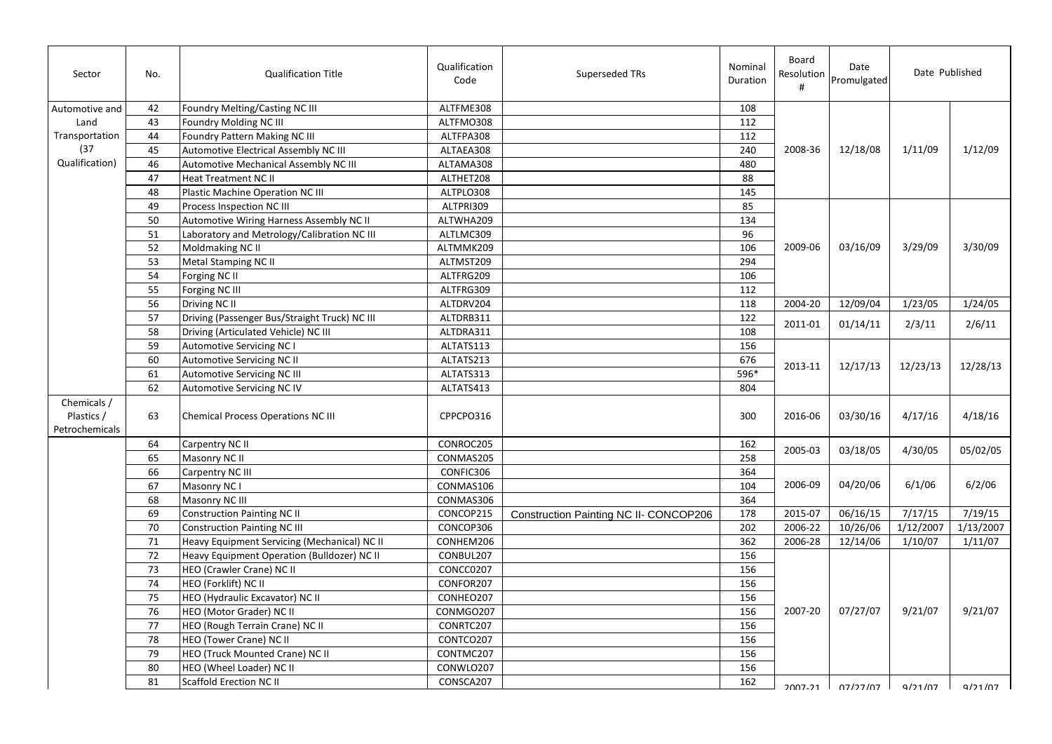| Sector | No. | Qualification Title | Qualification Code | Superseded TRs | Nominal Duration | Board Resolution # | Date Promulgated | Date Published | |
|---|---|---|---|---|---|---|---|---|---|
| Automotive and Land Transportation (37 Qualification) | 42 | Foundry Melting/Casting NC III | ALTFME308 | | 108 | 2008-36 | 12/18/08 | 1/11/09 | 1/12/09 |
| | 43 | Foundry Molding NC III | ALTFMO308 | | 112 | | | | |
| | 44 | Foundry Pattern Making NC III | ALTFPA308 | | 112 | | | | |
| | 45 | Automotive Electrical Assembly NC III | ALTAEA308 | | 240 | | | | |
| | 46 | Automotive Mechanical Assembly NC III | ALTAMA308 | | 480 | | | | |
| | 47 | Heat Treatment NC II | ALTHET208 | | 88 | | | | |
| | 48 | Plastic Machine Operation NC III | ALTPLO308 | | 145 | | | | |
| | 49 | Process Inspection NC III | ALTPRI309 | | 85 | 2009-06 | 03/16/09 | 3/29/09 | 3/30/09 |
| | 50 | Automotive Wiring Harness Assembly NC II | ALTWHA209 | | 134 | | | | |
| | 51 | Laboratory and Metrology/Calibration NC III | ALTLMC309 | | 96 | | | | |
| | 52 | Moldmaking NC II | ALTMMK209 | | 106 | | | | |
| | 53 | Metal Stamping NC II | ALTMST209 | | 294 | | | | |
| | 54 | Forging NC II | ALTFRG209 | | 106 | | | | |
| | 55 | Forging NC III | ALTFRG309 | | 112 | | | | |
| | 56 | Driving NC II | ALTDRV204 | | 118 | 2004-20 | 12/09/04 | 1/23/05 | 1/24/05 |
| | 57 | Driving (Passenger Bus/Straight Truck) NC III | ALTDRB311 | | 122 | 2011-01 | 01/14/11 | 2/3/11 | 2/6/11 |
| | 58 | Driving (Articulated Vehicle) NC III | ALTDRA311 | | 108 | | | | |
| | 59 | Automotive Servicing NC I | ALTATS113 | | 156 | 2013-11 | 12/17/13 | 12/23/13 | 12/28/13 |
| | 60 | Automotive Servicing NC II | ALTATS213 | | 676 | | | | |
| | 61 | Automotive Servicing NC III | ALTATS313 | | 596* | | | | |
| | 62 | Automotive Servicing NC IV | ALTATS413 | | 804 | | | | |
| Chemicals / Plastics / Petrochemicals | 63 | Chemical Process Operations NC III | CPPCPO316 | | 300 | 2016-06 | 03/30/16 | 4/17/16 | 4/18/16 |
| | 64 | Carpentry NC II | CONROC205 | | 162 | 2005-03 | 03/18/05 | 4/30/05 | 05/02/05 |
| | 65 | Masonry NC II | CONMAS205 | | 258 | | | | |
| | 66 | Carpentry NC III | CONFIC306 | | 364 | 2006-09 | 04/20/06 | 6/1/06 | 6/2/06 |
| | 67 | Masonry NC I | CONMAS106 | | 104 | | | | |
| | 68 | Masonry NC III | CONMAS306 | | 364 | | | | |
| | 69 | Construction Painting NC II | CONCOP215 | Construction Painting NC II- CONCOP206 | 178 | 2015-07 | 06/16/15 | 7/17/15 | 7/19/15 |
| | 70 | Construction Painting NC III | CONCOP306 | | 202 | 2006-22 | 10/26/06 | 1/12/2007 | 1/13/2007 |
| | 71 | Heavy Equipment Servicing (Mechanical) NC II | CONHEM206 | | 362 | 2006-28 | 12/14/06 | 1/10/07 | 1/11/07 |
| | 72 | Heavy Equipment Operation (Bulldozer) NC II | CONBUL207 | | 156 | 2007-20 | 07/27/07 | 9/21/07 | 9/21/07 |
| | 73 | HEO (Crawler Crane) NC II | CONCC0207 | | 156 | | | | |
| | 74 | HEO (Forklift) NC II | CONFOR207 | | 156 | | | | |
| | 75 | HEO (Hydraulic Excavator) NC II | CONHEO207 | | 156 | | | | |
| | 76 | HEO (Motor Grader) NC II | CONMGO207 | | 156 | | | | |
| | 77 | HEO (Rough Terrain Crane) NC II | CONRTC207 | | 156 | | | | |
| | 78 | HEO (Tower Crane) NC II | CONTCO207 | | 156 | | | | |
| | 79 | HEO (Truck Mounted Crane) NC II | CONTMC207 | | 156 | | | | |
| | 80 | HEO (Wheel Loader) NC II | CONWLO207 | | 156 | | | | |
| | 81 | Scaffold Erection NC II | CONSCA207 | | 162 | 2007-21 | 07/27/07 | 9/21/07 | 9/21/07 |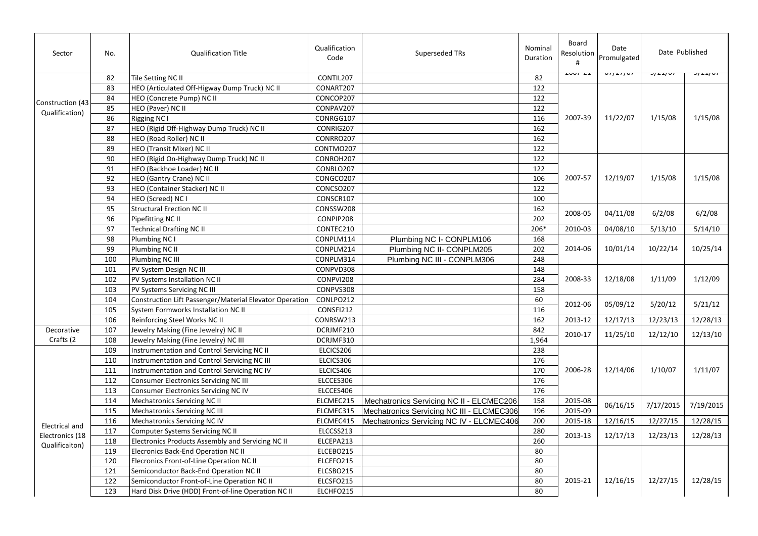| Sector | No. | Qualification Title | Qualification Code | Superseded TRs | Nominal Duration | Board Resolution # | Date Promulgated | Date Published | |
|---|---|---|---|---|---|---|---|---|---|
| Construction (43 Qualification) | 82 | Tile Setting NC II | CONTIL207 | | 82 | 2007-21 | 07/27/07 | 9/21/07 | 9/21/07 |
| | 83 | HEO (Articulated Off-Higway Dump Truck) NC II | CONART207 | | 122 | 2007-39 | 11/22/07 | 1/15/08 | 1/15/08 |
| | 84 | HEO (Concrete Pump) NC II | CONCOP207 | | 122 | | | | |
| | 85 | HEO (Paver) NC II | CONPAV207 | | 122 | | | | |
| | 86 | Rigging NC I | CONRGG107 | | 116 | | | | |
| | 87 | HEO (Rigid Off-Highway Dump Truck) NC II | CONRIG207 | | 162 | | | | |
| | 88 | HEO (Road Roller) NC II | CONRRO207 | | 162 | | | | |
| | 89 | HEO (Transit Mixer) NC II | CONTMO207 | | 122 | | | | |
| | 90 | HEO (Rigid On-Highway Dump Truck) NC II | CONROH207 | | 122 | 2007-57 | 12/19/07 | 1/15/08 | 1/15/08 |
| | 91 | HEO (Backhoe Loader) NC II | CONBLO207 | | 122 | | | | |
| | 92 | HEO (Gantry Crane) NC II | CONGCO207 | | 106 | | | | |
| | 93 | HEO (Container Stacker) NC II | CONCSO207 | | 122 | | | | |
| | 94 | HEO (Screed) NC I | CONSCR107 | | 100 | | | | |
| | 95 | Structural Erection NC II | CONSSW208 | | 162 | 2008-05 | 04/11/08 | 6/2/08 | 6/2/08 |
| | 96 | Pipefitting NC II | CONPIP208 | | 202 | | | | |
| | 97 | Technical Drafting NC II | CONTEC210 | | 206* | 2010-03 | 04/08/10 | 5/13/10 | 5/14/10 |
| | 98 | Plumbing NC I | CONPLM114 | Plumbing NC I- CONPLM106 | 168 | 2014-06 | 10/01/14 | 10/22/14 | 10/25/14 |
| | 99 | Plumbing NC II | CONPLM214 | Plumbing NC II- CONPLM205 | 202 | | | | |
| | 100 | Plumbing NC III | CONPLM314 | Plumbing NC III - CONPLM306 | 248 | | | | |
| | 101 | PV System Design NC III | CONPVD308 | | 148 | 2008-33 | 12/18/08 | 1/11/09 | 1/12/09 |
| | 102 | PV Systems Installation NC II | CONPVI208 | | 284 | | | | |
| | 103 | PV Systems Servicing NC III | CONPVS308 | | 158 | | | | |
| | 104 | Construction Lift Passenger/Material Elevator Operation | CONLPO212 | | 60 | 2012-06 | 05/09/12 | 5/20/12 | 5/21/12 |
| | 105 | System Formworks Installation NC II | CONSFI212 | | 116 | | | | |
| | 106 | Reinforcing Steel Works NC II | CONRSW213 | | 162 | 2013-12 | 12/17/13 | 12/23/13 | 12/28/13 |
| Decorative Crafts (2 | 107 | Jewelry Making (Fine Jewelry) NC II | DCRJMF210 | | 842 | 2010-17 | 11/25/10 | 12/12/10 | 12/13/10 |
| | 108 | Jewelry Making (Fine Jewelry) NC III | DCRJMF310 | | 1,964 | | | | |
| Electrical and Electronics (18 Qualificaiton) | 109 | Instrumentation and Control Servicing NC II | ELCICS206 | | 238 | 2006-28 | 12/14/06 | 1/10/07 | 1/11/07 |
| | 110 | Instrumentation and Control Servicing NC III | ELCICS306 | | 176 | | | | |
| | 111 | Instrumentation and Control Servicing NC IV | ELCICS406 | | 170 | | | | |
| | 112 | Consumer Electronics Servicing NC III | ELCCES306 | | 176 | | | | |
| | 113 | Consumer Electronics Servicing NC IV | ELCCES406 | | 176 | | | | |
| | 114 | Mechatronics Servicing NC II | ELCMEC215 | Mechatronics Servicing NC II - ELCMEC206 | 158 | 2015-08 | 06/16/15 | 7/17/2015 | 7/19/2015 |
| | 115 | Mechatronics Servicing NC III | ELCMEC315 | Mechatronics Servicing NC III - ELCMEC306 | 196 | 2015-09 | | | |
| | 116 | Mechatronics Servicing NC IV | ELCMEC415 | Mechatronics Servicing NC IV - ELCMEC406 | 200 | 2015-18 | 12/16/15 | 12/27/15 | 12/28/15 |
| | 117 | Computer Systems Servicing NC II | ELCCSS213 | | 280 | 2013-13 | 12/17/13 | 12/23/13 | 12/28/13 |
| | 118 | Electronics Products Assembly and Servicing NC II | ELCEPA213 | | 260 | | | | |
| | 119 | Elecronics Back-End Operation NC II | ELCEBO215 | | 80 | 2015-21 | 12/16/15 | 12/27/15 | 12/28/15 |
| | 120 | Elecronics Front-of-Line Operation NC II | ELCEFO215 | | 80 | | | | |
| | 121 | Semiconductor Back-End Operation NC II | ELCSBO215 | | 80 | | | | |
| | 122 | Semiconductor Front-of-Line Operation NC II | ELCSFO215 | | 80 | | | | |
| | 123 | Hard Disk Drive (HDD) Front-of-line Operation NC II | ELCHFO215 | | 80 | | | | |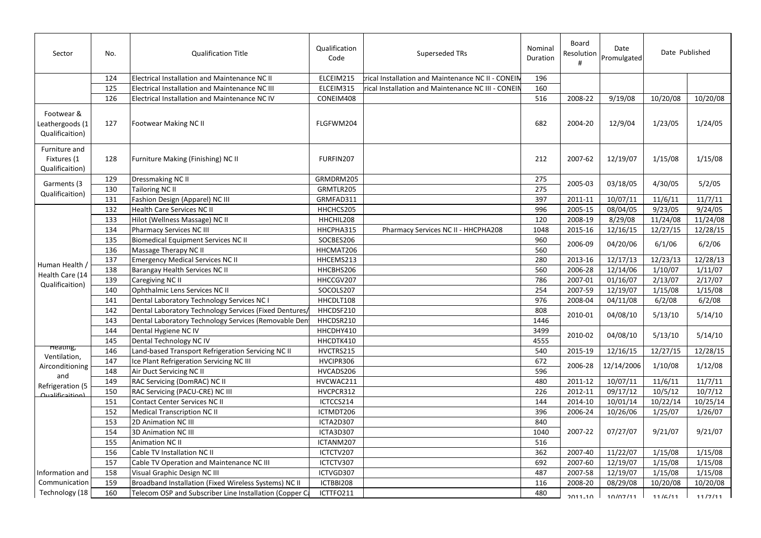| Sector | No. | Qualification Title | Qualification Code | Superseded TRs | Nominal Duration | Board Resolution # | Date Promulgated | Date Published | |
|---|---|---|---|---|---|---|---|---|---|
| | 124 | Electrical Installation and Maintenance NC II | ELCEIM215 | rical Installation and Maintenance NC II - CONEIN | 196 | | | | |
| | 125 | Electrical Installation and Maintenance NC III | ELCEIM315 | rical Installation and Maintenance NC III - CONEIN | 160 | | | | |
| | 126 | Electrical Installation and Maintenance NC IV | CONEIM408 | | 516 | 2008-22 | 9/19/08 | 10/20/08 | 10/20/08 |
| Footwear & Leathergoods (1 Qualificaition) | 127 | Footwear Making NC II | FLGFWM204 | | 682 | 2004-20 | 12/9/04 | 1/23/05 | 1/24/05 |
| Furniture and Fixtures (1 Qualificaition) | 128 | Furniture Making (Finishing) NC II | FURFIN207 | | 212 | 2007-62 | 12/19/07 | 1/15/08 | 1/15/08 |
| Garments (3 Qualificaition) | 129 | Dressmaking NC II | GRMDRM205 | | 275 | 2005-03 | 03/18/05 | 4/30/05 | 5/2/05 |
| | 130 | Tailoring NC II | GRMTLR205 | | 275 | | | | |
| | 131 | Fashion Design (Apparel) NC III | GRMFAD311 | | 397 | 2011-11 | 10/07/11 | 11/6/11 | 11/7/11 |
| Human Health / Health Care (14 Qualificaition) | 132 | Health Care Services NC II | HHCHCS205 | | 996 | 2005-15 | 08/04/05 | 9/23/05 | 9/24/05 |
| | 133 | Hilot (Wellness Massage) NC II | HHCHIL208 | | 120 | 2008-19 | 8/29/08 | 11/24/08 | 11/24/08 |
| | 134 | Pharmacy Services NC III | HHCPHA315 | Pharmacy Services NC II - HHCPHA208 | 1048 | 2015-16 | 12/16/15 | 12/27/15 | 12/28/15 |
| | 135 | Biomedical Equipment Services NC II | SOCBES206 | | 960 | 2006-09 | 04/20/06 | 6/1/06 | 6/2/06 |
| | 136 | Massage Therapy NC II | HHCMAT206 | | 560 | | | | |
| | 137 | Emergency Medical Services NC II | HHCEMS213 | | 280 | 2013-16 | 12/17/13 | 12/23/13 | 12/28/13 |
| | 138 | Barangay Health Services NC II | HHCBHS206 | | 560 | 2006-28 | 12/14/06 | 1/10/07 | 1/11/07 |
| | 139 | Caregiving NC II | HHCCGV207 | | 786 | 2007-01 | 01/16/07 | 2/13/07 | 2/17/07 |
| | 140 | Ophthalmic Lens Services NC II | SOCOLS207 | | 254 | 2007-59 | 12/19/07 | 1/15/08 | 1/15/08 |
| | 141 | Dental Laboratory Technology Services NC I | HHCDLT108 | | 976 | 2008-04 | 04/11/08 | 6/2/08 | 6/2/08 |
| | 142 | Dental Laboratory Technology Services (Fixed Dentures/ | HHCDSF210 | | 808 | 2010-01 | 04/08/10 | 5/13/10 | 5/14/10 |
| | 143 | Dental Laboratory Technology Services (Removable Den | HHCDSR210 | | 1446 | | | | |
| | 144 | Dental Hygiene NC IV | HHCDHY410 | | 3499 | 2010-02 | 04/08/10 | 5/13/10 | 5/14/10 |
| | 145 | Dental Technology NC IV | HHCDTK410 | | 4555 | | | | |
| Heating, Ventilation, Airconditioning and Refrigeration (5 Qualificaition) | 146 | Land-based Transport Refrigeration Servicing NC II | HVCTRS215 | | 540 | 2015-19 | 12/16/15 | 12/27/15 | 12/28/15 |
| | 147 | Ice Plant Refrigeration Servicing NC III | HVCIPR306 | | 672 | 2006-28 | 12/14/2006 | 1/10/08 | 1/12/08 |
| | 148 | Air Duct Servicing NC II | HVCADS206 | | 596 | | | | |
| | 149 | RAC Servicing (DomRAC) NC II | HVCWAC211 | | 480 | 2011-12 | 10/07/11 | 11/6/11 | 11/7/11 |
| | 150 | RAC Servicing (PACU-CRE) NC III | HVCPCR312 | | 226 | 2012-11 | 09/17/12 | 10/5/12 | 10/7/12 |
| Information and Communication Technology (18 | 151 | Contact Center Services NC II | ICTCCS214 | | 144 | 2014-10 | 10/01/14 | 10/22/14 | 10/25/14 |
| | 152 | Medical Transcription NC II | ICTMDT206 | | 396 | 2006-24 | 10/26/06 | 1/25/07 | 1/26/07 |
| | 153 | 2D Animation NC III | ICTA2D307 | | 840 | 2007-22 | 07/27/07 | 9/21/07 | 9/21/07 |
| | 154 | 3D Animation NC III | ICTA3D307 | | 1040 | | | | |
| | 155 | Animation NC II | ICTANM207 | | 516 | | | | |
| | 156 | Cable TV Installation NC II | ICTCTV207 | | 362 | 2007-40 | 11/22/07 | 1/15/08 | 1/15/08 |
| | 157 | Cable TV Operation and Maintenance NC III | ICTCTV307 | | 692 | 2007-60 | 12/19/07 | 1/15/08 | 1/15/08 |
| | 158 | Visual Graphic Design NC III | ICTVGD307 | | 487 | 2007-58 | 12/19/07 | 1/15/08 | 1/15/08 |
| | 159 | Broadband Installation (Fixed Wireless Systems) NC II | ICTBBI208 | | 116 | 2008-20 | 08/29/08 | 10/20/08 | 10/20/08 |
| | 160 | Telecom OSP and Subscriber Line Installation (Copper Ca | ICTTFO211 | | 480 | 2011-10 | 10/07/11 | 11/6/11 | 11/7/11 |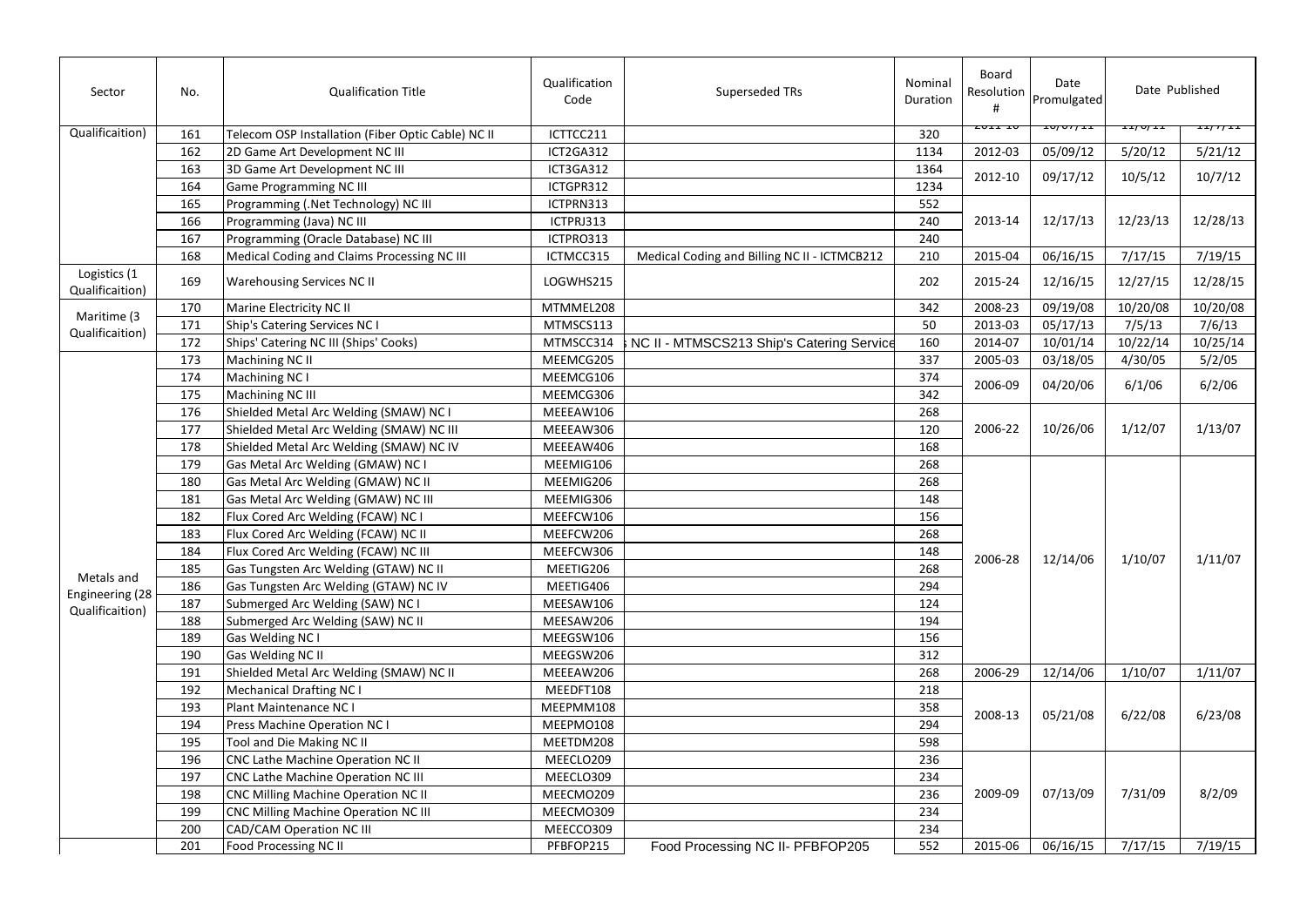| Sector | No. | Qualification Title | Qualification Code | Superseded TRs | Nominal Duration | Board Resolution # | Date Promulgated | Date Published | |
|---|---|---|---|---|---|---|---|---|---|
| Qualificaition) | 161 | Telecom OSP Installation (Fiber Optic Cable) NC II | ICTTCC211 | | 320 | 2011-10 | 10/07/11 | 11/6/11 | 11/7/11 |
| | 162 | 2D Game Art Development NC III | ICT2GA312 | | 1134 | 2012-03 | 05/09/12 | 5/20/12 | 5/21/12 |
| | 163 | 3D Game Art Development NC III | ICT3GA312 | | 1364 | 2012-10 | 09/17/12 | 10/5/12 | 10/7/12 |
| | 164 | Game Programming NC III | ICTGPR312 | | 1234 | | | | |
| | 165 | Programming (.Net Technology) NC III | ICTPRN313 | | 552 | 2013-14 | 12/17/13 | 12/23/13 | 12/28/13 |
| | 166 | Programming (Java) NC III | ICTPRJ313 | | 240 | | | | |
| | 167 | Programming (Oracle Database) NC III | ICTPRO313 | | 240 | | | | |
| | 168 | Medical Coding and Claims Processing NC III | ICTMCC315 | Medical Coding and Billing NC II - ICTMCB212 | 210 | 2015-04 | 06/16/15 | 7/17/15 | 7/19/15 |
| Logistics (1 Qualificaition) | 169 | Warehousing Services NC II | LOGWHS215 | | 202 | 2015-24 | 12/16/15 | 12/27/15 | 12/28/15 |
| Maritime (3 Qualificaition) | 170 | Marine Electricity NC II | MTMMEL208 | | 342 | 2008-23 | 09/19/08 | 10/20/08 | 10/20/08 |
| | 171 | Ship's Catering Services NC I | MTMSCS113 | | 50 | 2013-03 | 05/17/13 | 7/5/13 | 7/6/13 |
| | 172 | Ships' Catering NC III (Ships' Cooks) | MTMSCC314 | NC II - MTMSCS213 Ship's Catering Service | 160 | 2014-07 | 10/01/14 | 10/22/14 | 10/25/14 |
| Metals and Engineering (28 Qualificaition) | 173 | Machining NC II | MEEMCG205 | | 337 | 2005-03 | 03/18/05 | 4/30/05 | 5/2/05 |
| | 174 | Machining NC I | MEEMCG106 | | 374 | 2006-09 | 04/20/06 | 6/1/06 | 6/2/06 |
| | 175 | Machining NC III | MEEMCG306 | | 342 | | | | |
| | 176 | Shielded Metal Arc Welding (SMAW) NC I | MEEEAW106 | | 268 | 2006-22 | 10/26/06 | 1/12/07 | 1/13/07 |
| | 177 | Shielded Metal Arc Welding (SMAW) NC III | MEEEAW306 | | 120 | | | | |
| | 178 | Shielded Metal Arc Welding (SMAW) NC IV | MEEEAW406 | | 168 | | | | |
| | 179 | Gas Metal Arc Welding (GMAW) NC I | MEEMIG106 | | 268 | 2006-28 | 12/14/06 | 1/10/07 | 1/11/07 |
| | 180 | Gas Metal Arc Welding (GMAW) NC II | MEEMIG206 | | 268 | | | | |
| | 181 | Gas Metal Arc Welding (GMAW) NC III | MEEMIG306 | | 148 | | | | |
| | 182 | Flux Cored Arc Welding (FCAW) NC I | MEEFCW106 | | 156 | | | | |
| | 183 | Flux Cored Arc Welding (FCAW) NC II | MEEFCW206 | | 268 | | | | |
| | 184 | Flux Cored Arc Welding (FCAW) NC III | MEEFCW306 | | 148 | | | | |
| | 185 | Gas Tungsten Arc Welding (GTAW) NC II | MEETIG206 | | 268 | | | | |
| | 186 | Gas Tungsten Arc Welding (GTAW) NC IV | MEETIG406 | | 294 | | | | |
| | 187 | Submerged Arc Welding (SAW) NC I | MEESAW106 | | 124 | | | | |
| | 188 | Submerged Arc Welding (SAW) NC II | MEESAW206 | | 194 | | | | |
| | 189 | Gas Welding NC I | MEEGSW106 | | 156 | | | | |
| | 190 | Gas Welding NC II | MEEGSW206 | | 312 | | | | |
| | 191 | Shielded Metal Arc Welding (SMAW) NC II | MEEEAW206 | | 268 | 2006-29 | 12/14/06 | 1/10/07 | 1/11/07 |
| | 192 | Mechanical Drafting NC I | MEEDFT108 | | 218 | 2008-13 | 05/21/08 | 6/22/08 | 6/23/08 |
| | 193 | Plant Maintenance NC I | MEEPMM108 | | 358 | | | | |
| | 194 | Press Machine Operation NC I | MEEPMO108 | | 294 | | | | |
| | 195 | Tool and Die Making NC II | MEETDM208 | | 598 | | | | |
| | 196 | CNC Lathe Machine Operation NC II | MEECLO209 | | 236 | 2009-09 | 07/13/09 | 7/31/09 | 8/2/09 |
| | 197 | CNC Lathe Machine Operation NC III | MEECLO309 | | 234 | | | | |
| | 198 | CNC Milling Machine Operation NC II | MEECMO209 | | 236 | | | | |
| | 199 | CNC Milling Machine Operation NC III | MEECMO309 | | 234 | | | | |
| | 200 | CAD/CAM Operation NC III | MEECCO309 | | 234 | | | | |
| | 201 | Food Processing NC II | PFBFOP215 | Food Processing NC II- PFBFOP205 | 552 | 2015-06 | 06/16/15 | 7/17/15 | 7/19/15 |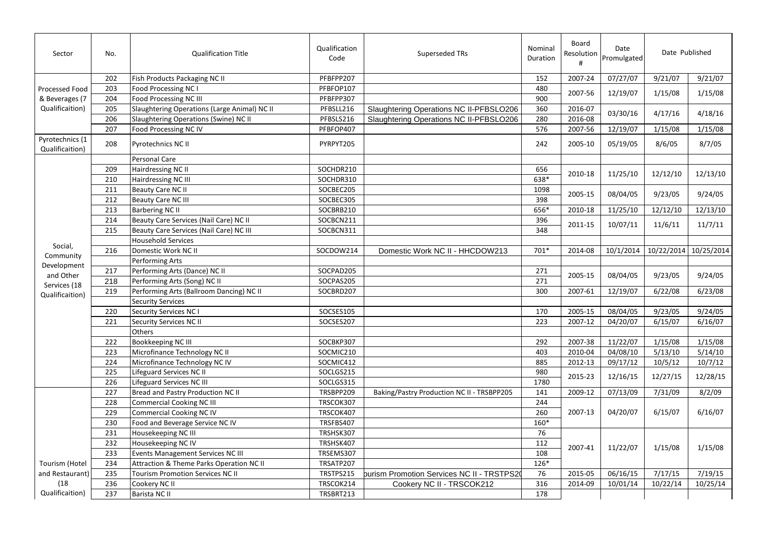| Sector | No. | Qualification Title | Qualification Code | Superseded TRs | Nominal Duration | Board Resolution # | Date Promulgated | Date Published | |
|---|---|---|---|---|---|---|---|---|---|
| Processed Food & Beverages (7 Qualificaition) | 202 | Fish Products Packaging NC II | PFBFPP207 | | 152 | 2007-24 | 07/27/07 | 9/21/07 | 9/21/07 |
| | 203 | Food Processing NC I | PFBFOP107 | | 480 | 2007-56 | 12/19/07 | 1/15/08 | 1/15/08 |
| | 204 | Food Processing NC III | PFBFPP307 | | 900 | | | | |
| | 205 | Slaughtering Operations (Large Animal) NC II | PFBSLL216 | Slaughtering Operations NC II-PFBSLO206 | 360 | 2016-07 | 03/30/16 | 4/17/16 | 4/18/16 |
| | 206 | Slaughtering Operations (Swine) NC II | PFBSLS216 | Slaughtering Operations NC II-PFBSLO206 | 280 | 2016-08 | | | |
| | 207 | Food Processing NC IV | PFBFOP407 | | 576 | 2007-56 | 12/19/07 | 1/15/08 | 1/15/08 |
| Pyrotechnics (1 Qualificaition) | 208 | Pyrotechnics NC II | PYRPYT205 | | 242 | 2005-10 | 05/19/05 | 8/6/05 | 8/7/05 |
| Social, Community Development and Other Services (18 Qualificaition) | | Personal Care | | | | | | | |
| | 209 | Hairdressing NC II | SOCHDR210 | | 656 | 2010-18 | 11/25/10 | 12/12/10 | 12/13/10 |
| | 210 | Hairdressing NC III | SOCHDR310 | | 638* | | | | |
| | 211 | Beauty Care NC II | SOCBEC205 | | 1098 | 2005-15 | 08/04/05 | 9/23/05 | 9/24/05 |
| | 212 | Beauty Care NC III | SOCBEC305 | | 398 | | | | |
| | 213 | Barbering NC II | SOCBRB210 | | 656* | 2010-18 | 11/25/10 | 12/12/10 | 12/13/10 |
| | 214 | Beauty Care Services (Nail Care) NC II | SOCBCN211 | | 396 | 2011-15 | 10/07/11 | 11/6/11 | 11/7/11 |
| | 215 | Beauty Care Services (Nail Care) NC III | SOCBCN311 | | 348 | | | | |
| | | Household Services | | | | | | | |
| | 216 | Domestic Work NC II | SOCDOW214 | Domestic Work NC II - HHCDOW213 | 701* | 2014-08 | 10/1/2014 | 10/22/2014 | 10/25/2014 |
| | | Performing Arts | | | | | | | |
| | 217 | Performing Arts (Dance) NC II | SOCPAD205 | | 271 | 2005-15 | 08/04/05 | 9/23/05 | 9/24/05 |
| | 218 | Performing Arts (Song) NC II | SOCPAS205 | | 271 | | | | |
| | 219 | Performing Arts (Ballroom Dancing) NC II | SOCBRD207 | | 300 | 2007-61 | 12/19/07 | 6/22/08 | 6/23/08 |
| | | Security Services | | | | | | | |
| | 220 | Security Services NC I | SOCSES105 | | 170 | 2005-15 | 08/04/05 | 9/23/05 | 9/24/05 |
| | 221 | Security Services NC II | SOCSES207 | | 223 | 2007-12 | 04/20/07 | 6/15/07 | 6/16/07 |
| | | Others | | | | | | | |
| | 222 | Bookkeeping NC III | SOCBKP307 | | 292 | 2007-38 | 11/22/07 | 1/15/08 | 1/15/08 |
| | 223 | Microfinance Technology NC II | SOCMIC210 | | 403 | 2010-04 | 04/08/10 | 5/13/10 | 5/14/10 |
| | 224 | Microfinance Technology NC IV | SOCMIC412 | | 885 | 2012-13 | 09/17/12 | 10/5/12 | 10/7/12 |
| | 225 | Lifeguard Services NC II | SOCLGS215 | | 980 | 2015-23 | 12/16/15 | 12/27/15 | 12/28/15 |
| | 226 | Lifeguard Services NC III | SOCLGS315 | | 1780 | | | | |
| Tourism (Hotel and Restaurant) (18 Qualificaition) | 227 | Bread and Pastry Production NC II | TRSBPP209 | Baking/Pastry Production NC II - TRSBPP205 | 141 | 2009-12 | 07/13/09 | 7/31/09 | 8/2/09 |
| | 228 | Commercial Cooking NC III | TRSCOK307 | | 244 | 2007-13 | 04/20/07 | 6/15/07 | 6/16/07 |
| | 229 | Commercial Cooking NC IV | TRSCOK407 | | 260 | | | | |
| | 230 | Food and Beverage Service NC IV | TRSFBS407 | | 160* | | | | |
| | 231 | Housekeeping NC III | TRSHSK307 | | 76 | 2007-41 | 11/22/07 | 1/15/08 | 1/15/08 |
| | 232 | Housekeeping NC IV | TRSHSK407 | | 112 | | | | |
| | 233 | Events Management Services NC III | TRSEMS307 | | 108 | | | | |
| | 234 | Attraction & Theme Parks Operation NC II | TRSATP207 | | 126* | | | | |
| | 235 | Tourism Promotion Services NC II | TRSTPS215 | ourism Promotion Services NC II - TRSTPS20 | 76 | 2015-05 | 06/16/15 | 7/17/15 | 7/19/15 |
| | 236 | Cookery NC II | TRSCOK214 | Cookery NC II - TRSCOK212 | 316 | 2014-09 | 10/01/14 | 10/22/14 | 10/25/14 |
| | 237 | Barista NC II | TRSBRT213 | | 178 | | | | |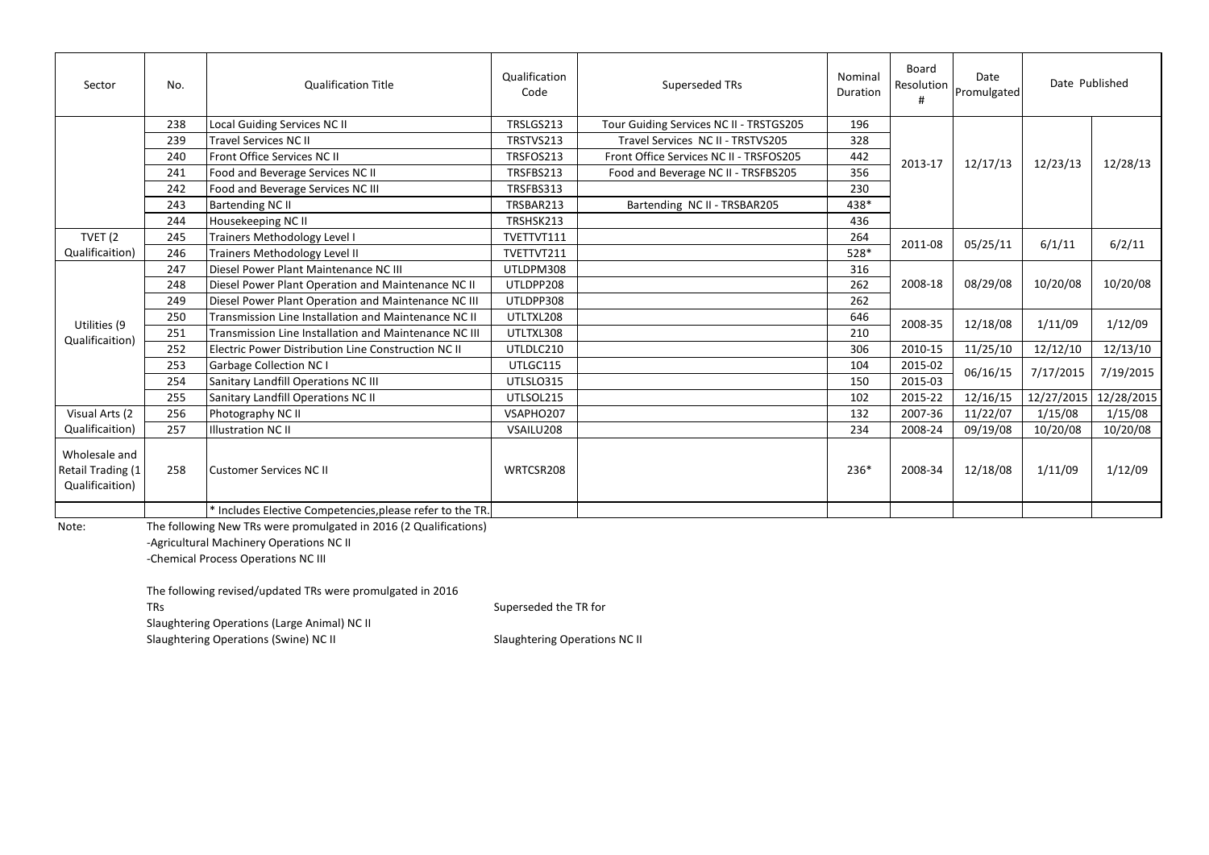| Sector | No. | Qualification Title | Qualification Code | Superseded TRs | Nominal Duration | Board Resolution # | Date Promulgated | Date Published | |
|---|---|---|---|---|---|---|---|---|---|
| | 238 | Local Guiding Services NC II | TRSLGS213 | Tour Guiding Services NC II - TRSTGS205 | 196 | 2013-17 | 12/17/13 | 12/23/13 | 12/28/13 |
| | 239 | Travel Services NC II | TRSTVS213 | Travel Services NC II - TRSTVS205 | 328 | | | | |
| | 240 | Front Office Services NC II | TRSFOS213 | Front Office Services NC II - TRSFOS205 | 442 | | | | |
| | 241 | Food and Beverage Services NC II | TRSFBS213 | Food and Beverage NC II - TRSFBS205 | 356 | | | | |
| | 242 | Food and Beverage Services NC III | TRSFBS313 | | 230 | | | | |
| | 243 | Bartending NC II | TRSBAR213 | Bartending NC II - TRSBAR205 | 438* | | | | |
| | 244 | Housekeeping NC II | TRSHSK213 | | 436 | | | | |
| TVET (2 Qualificaition) | 245 | Trainers Methodology Level I | TVETTVT111 | | 264 | 2011-08 | 05/25/11 | 6/1/11 | 6/2/11 |
| | 246 | Trainers Methodology Level II | TVETTVT211 | | 528* | | | | |
| Utilities (9 Qualificaition) | 247 | Diesel Power Plant Maintenance NC III | UTLDPM308 | | 316 | 2008-18 | 08/29/08 | 10/20/08 | 10/20/08 |
| | 248 | Diesel Power Plant Operation and Maintenance NC II | UTLDPP208 | | 262 | | | | |
| | 249 | Diesel Power Plant Operation and Maintenance NC III | UTLDPP308 | | 262 | | | | |
| | 250 | Transmission Line Installation and Maintenance NC II | UTLTXL208 | | 646 | 2008-35 | 12/18/08 | 1/11/09 | 1/12/09 |
| | 251 | Transmission Line Installation and Maintenance NC III | UTLTXL308 | | 210 | | | | |
| | 252 | Electric Power Distribution Line Construction NC II | UTLDLC210 | | 306 | 2010-15 | 11/25/10 | 12/12/10 | 12/13/10 |
| | 253 | Garbage Collection NC I | UTLGC115 | | 104 | 2015-02 | 06/16/15 | 7/17/2015 | 7/19/2015 |
| | 254 | Sanitary Landfill Operations NC III | UTLSLO315 | | 150 | 2015-03 | | | |
| | 255 | Sanitary Landfill Operations NC II | UTLSOL215 | | 102 | 2015-22 | 12/16/15 | 12/27/2015 | 12/28/2015 |
| Visual Arts (2 Qualificaition) | 256 | Photography NC II | VSAPHO207 | | 132 | 2007-36 | 11/22/07 | 1/15/08 | 1/15/08 |
| | 257 | Illustration NC II | VSAILU208 | | 234 | 2008-24 | 09/19/08 | 10/20/08 | 10/20/08 |
| Wholesale and Retail Trading (1 Qualificaition) | 258 | Customer Services NC II | WRTCSR208 | | 236* | 2008-34 | 12/18/08 | 1/11/09 | 1/12/09 |
| | | * Includes Elective Competencies,please refer to the TR. | | | | | | | |

Note: The following New TRs were promulgated in 2016 (2 Qualifications)

-Agricultural Machinery Operations NC II

-Chemical Process Operations NC III

The following revised/updated TRs were promulgated in 2016

| TRs | Superseded the TR for |
|---|---|
| Slaughtering Operations (Large Animal) NC II | |
| Slaughtering Operations (Swine) NC II | Slaughtering Operations NC II |